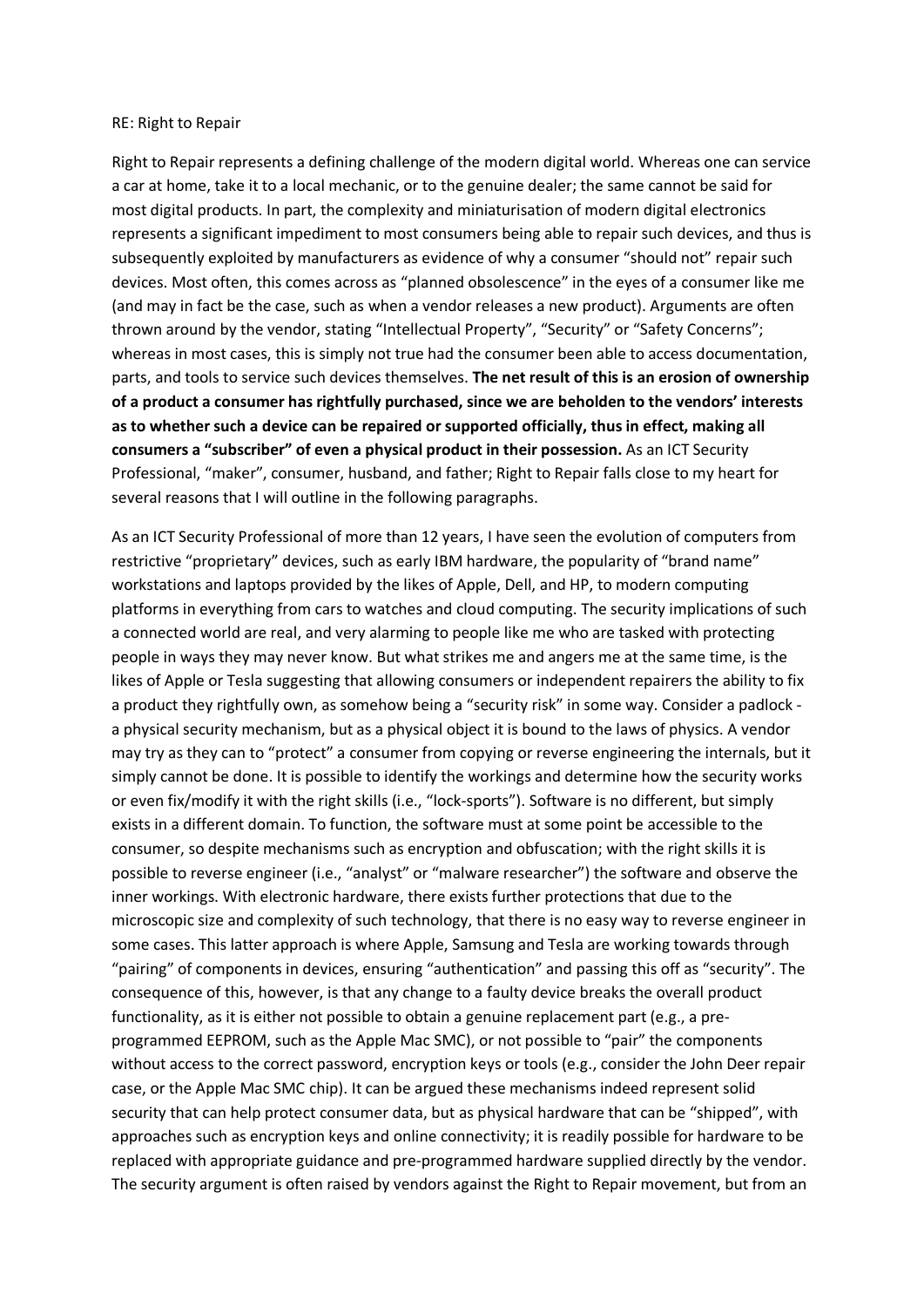RE: Right to Repair

Right to Repair represents a defining challenge of the modern digital world. Whereas one can service a car at home, take it to a local mechanic, or to the genuine dealer; the same cannot be said for most digital products. In part, the complexity and miniaturisation of modern digital electronics represents a significant impediment to most consumers being able to repair such devices, and thus is subsequently exploited by manufacturers as evidence of why a consumer "should not" repair such devices. Most often, this comes across as "planned obsolescence" in the eyes of a consumer like me (and may in fact be the case, such as when a vendor releases a new product). Arguments are often thrown around by the vendor, stating "Intellectual Property", "Security" or "Safety Concerns"; whereas in most cases, this is simply not true had the consumer been able to access documentation, parts, and tools to service such devices themselves. **The net result of this is an erosion of ownership of a product a consumer has rightfully purchased, since we are beholden to the vendors' interests as to whether such a device can be repaired or supported officially, thus in effect, making all consumers a "subscriber" of even a physical product in their possession.** As an ICT Security Professional, "maker", consumer, husband, and father; Right to Repair falls close to my heart for several reasons that I will outline in the following paragraphs.

As an ICT Security Professional of more than 12 years, I have seen the evolution of computers from restrictive "proprietary" devices, such as early IBM hardware, the popularity of "brand name" workstations and laptops provided by the likes of Apple, Dell, and HP, to modern computing platforms in everything from cars to watches and cloud computing. The security implications of such a connected world are real, and very alarming to people like me who are tasked with protecting people in ways they may never know. But what strikes me and angers me at the same time, is the likes of Apple or Tesla suggesting that allowing consumers or independent repairers the ability to fix a product they rightfully own, as somehow being a "security risk" in some way. Consider a padlock - a physical security mechanism, but as a physical object it is bound to the laws of physics. A vendor may try as they can to "protect" a consumer from copying or reverse engineering the internals, but it simply cannot be done. It is possible to identify the workings and determine how the security works or even fix/modify it with the right skills (i.e., "lock-sports"). Software is no different, but simply exists in a different domain. To function, the software must at some point be accessible to the consumer, so despite mechanisms such as encryption and obfuscation; with the right skills it is possible to reverse engineer (i.e., "analyst" or "malware researcher") the software and observe the inner workings. With electronic hardware, there exists further protections that due to the microscopic size and complexity of such technology, that there is no easy way to reverse engineer in some cases. This latter approach is where Apple, Samsung and Tesla are working towards through "pairing" of components in devices, ensuring "authentication" and passing this off as "security". The consequence of this, however, is that any change to a faulty device breaks the overall product functionality, as it is either not possible to obtain a genuine replacement part (e.g., a pre-programmed EEPROM, such as the Apple Mac SMC), or not possible to "pair" the components without access to the correct password, encryption keys or tools (e.g., consider the John Deer repair case, or the Apple Mac SMC chip). It can be argued these mechanisms indeed represent solid security that can help protect consumer data, but as physical hardware that can be "shipped", with approaches such as encryption keys and online connectivity; it is readily possible for hardware to be replaced with appropriate guidance and pre-programmed hardware supplied directly by the vendor. The security argument is often raised by vendors against the Right to Repair movement, but from an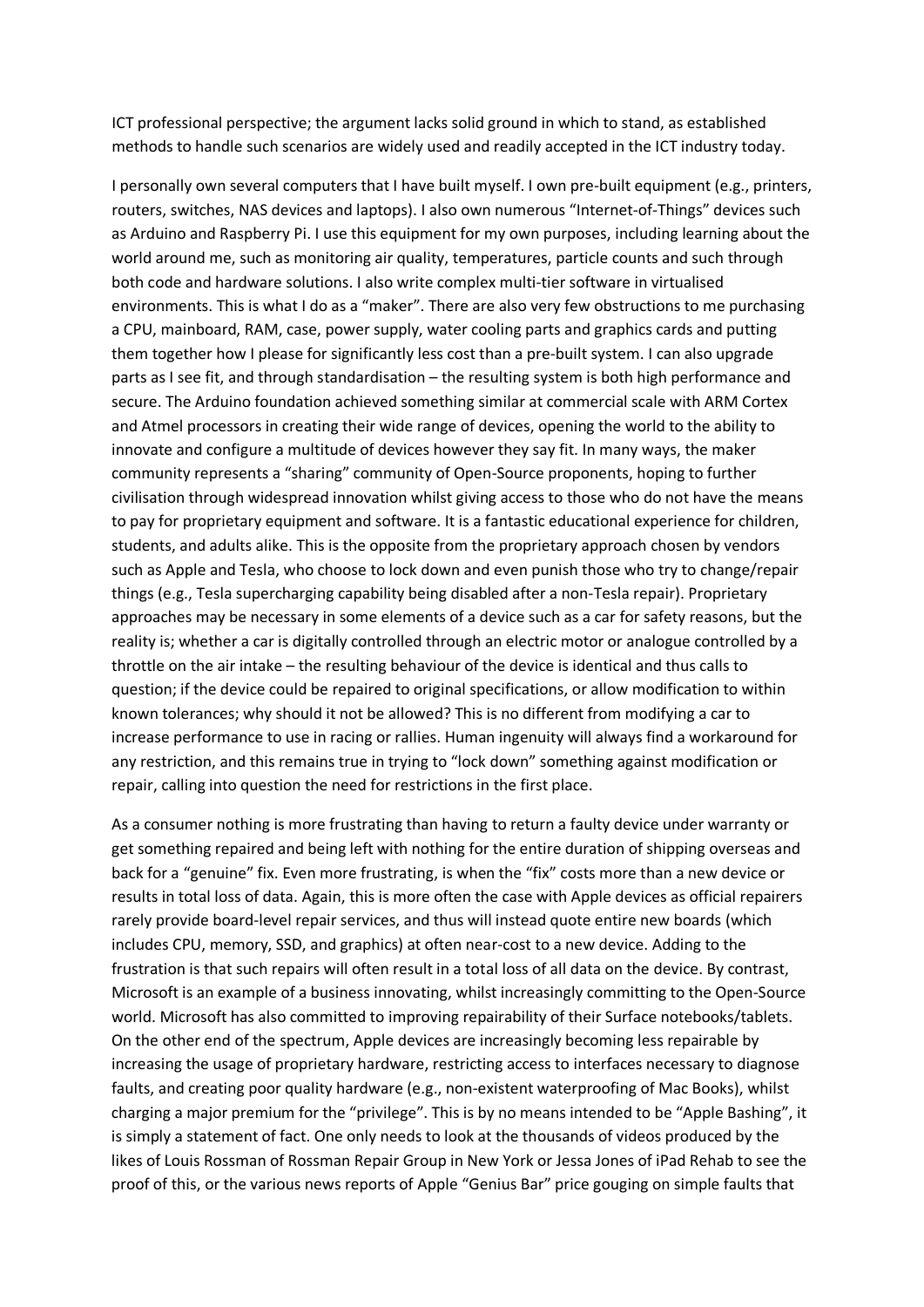ICT professional perspective; the argument lacks solid ground in which to stand, as established methods to handle such scenarios are widely used and readily accepted in the ICT industry today.

I personally own several computers that I have built myself. I own pre-built equipment (e.g., printers, routers, switches, NAS devices and laptops). I also own numerous "Internet-of-Things" devices such as Arduino and Raspberry Pi. I use this equipment for my own purposes, including learning about the world around me, such as monitoring air quality, temperatures, particle counts and such through both code and hardware solutions. I also write complex multi-tier software in virtualised environments. This is what I do as a "maker". There are also very few obstructions to me purchasing a CPU, mainboard, RAM, case, power supply, water cooling parts and graphics cards and putting them together how I please for significantly less cost than a pre-built system. I can also upgrade parts as I see fit, and through standardisation – the resulting system is both high performance and secure. The Arduino foundation achieved something similar at commercial scale with ARM Cortex and Atmel processors in creating their wide range of devices, opening the world to the ability to innovate and configure a multitude of devices however they say fit. In many ways, the maker community represents a "sharing" community of Open-Source proponents, hoping to further civilisation through widespread innovation whilst giving access to those who do not have the means to pay for proprietary equipment and software. It is a fantastic educational experience for children, students, and adults alike. This is the opposite from the proprietary approach chosen by vendors such as Apple and Tesla, who choose to lock down and even punish those who try to change/repair things (e.g., Tesla supercharging capability being disabled after a non-Tesla repair). Proprietary approaches may be necessary in some elements of a device such as a car for safety reasons, but the reality is; whether a car is digitally controlled through an electric motor or analogue controlled by a throttle on the air intake – the resulting behaviour of the device is identical and thus calls to question; if the device could be repaired to original specifications, or allow modification to within known tolerances; why should it not be allowed? This is no different from modifying a car to increase performance to use in racing or rallies. Human ingenuity will always find a workaround for any restriction, and this remains true in trying to "lock down" something against modification or repair, calling into question the need for restrictions in the first place.

As a consumer nothing is more frustrating than having to return a faulty device under warranty or get something repaired and being left with nothing for the entire duration of shipping overseas and back for a "genuine" fix. Even more frustrating, is when the "fix" costs more than a new device or results in total loss of data. Again, this is more often the case with Apple devices as official repairers rarely provide board-level repair services, and thus will instead quote entire new boards (which includes CPU, memory, SSD, and graphics) at often near-cost to a new device. Adding to the frustration is that such repairs will often result in a total loss of all data on the device. By contrast, Microsoft is an example of a business innovating, whilst increasingly committing to the Open-Source world. Microsoft has also committed to improving repairability of their Surface notebooks/tablets. On the other end of the spectrum, Apple devices are increasingly becoming less repairable by increasing the usage of proprietary hardware, restricting access to interfaces necessary to diagnose faults, and creating poor quality hardware (e.g., non-existent waterproofing of Mac Books), whilst charging a major premium for the "privilege". This is by no means intended to be "Apple Bashing", it is simply a statement of fact. One only needs to look at the thousands of videos produced by the likes of Louis Rossman of Rossman Repair Group in New York or Jessa Jones of iPad Rehab to see the proof of this, or the various news reports of Apple "Genius Bar" price gouging on simple faults that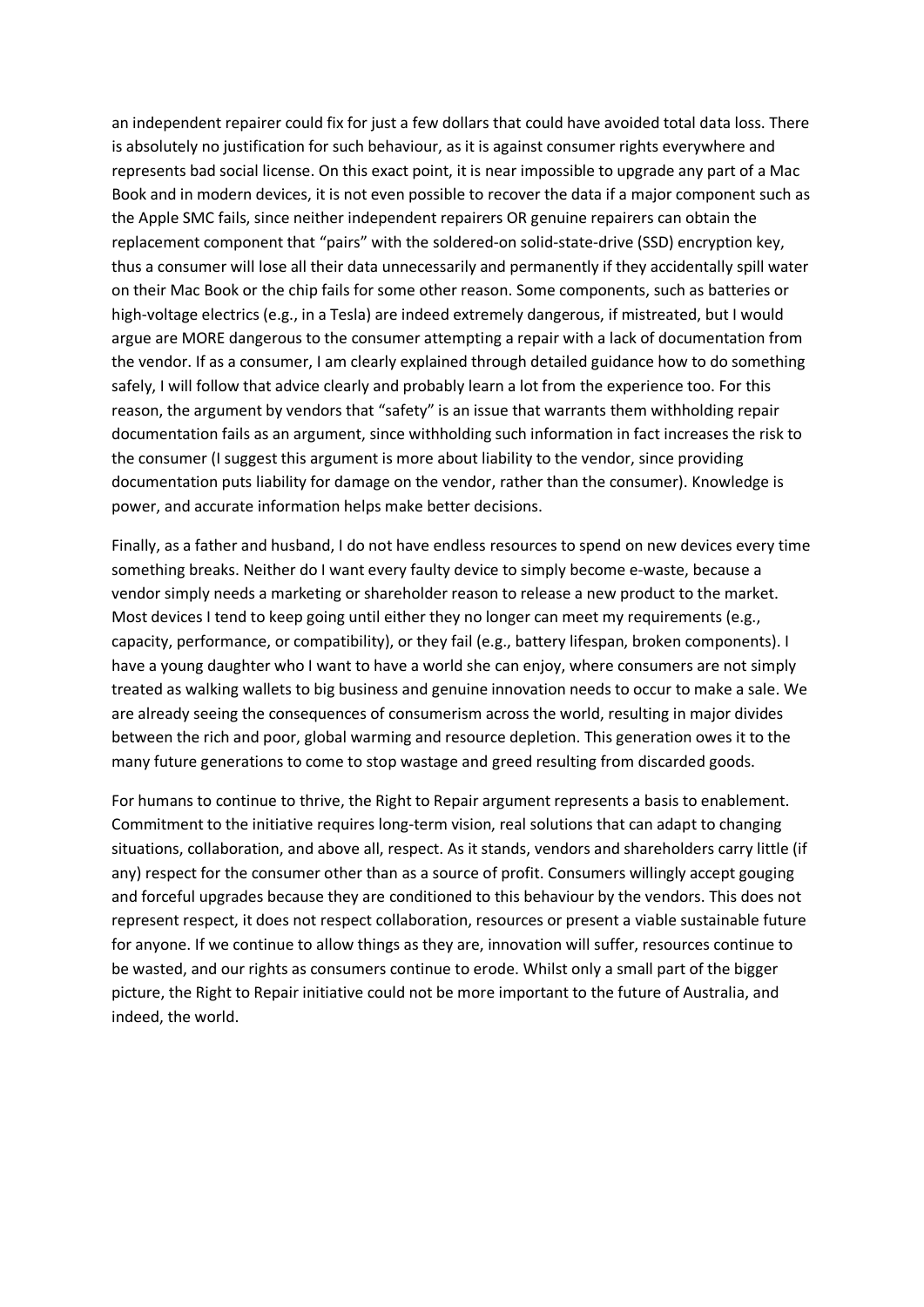an independent repairer could fix for just a few dollars that could have avoided total data loss. There is absolutely no justification for such behaviour, as it is against consumer rights everywhere and represents bad social license. On this exact point, it is near impossible to upgrade any part of a Mac Book and in modern devices, it is not even possible to recover the data if a major component such as the Apple SMC fails, since neither independent repairers OR genuine repairers can obtain the replacement component that "pairs" with the soldered-on solid-state-drive (SSD) encryption key, thus a consumer will lose all their data unnecessarily and permanently if they accidentally spill water on their Mac Book or the chip fails for some other reason. Some components, such as batteries or high-voltage electrics (e.g., in a Tesla) are indeed extremely dangerous, if mistreated, but I would argue are MORE dangerous to the consumer attempting a repair with a lack of documentation from the vendor. If as a consumer, I am clearly explained through detailed guidance how to do something safely, I will follow that advice clearly and probably learn a lot from the experience too. For this reason, the argument by vendors that "safety" is an issue that warrants them withholding repair documentation fails as an argument, since withholding such information in fact increases the risk to the consumer (I suggest this argument is more about liability to the vendor, since providing documentation puts liability for damage on the vendor, rather than the consumer). Knowledge is power, and accurate information helps make better decisions.

Finally, as a father and husband, I do not have endless resources to spend on new devices every time something breaks. Neither do I want every faulty device to simply become e-waste, because a vendor simply needs a marketing or shareholder reason to release a new product to the market. Most devices I tend to keep going until either they no longer can meet my requirements (e.g., capacity, performance, or compatibility), or they fail (e.g., battery lifespan, broken components). I have a young daughter who I want to have a world she can enjoy, where consumers are not simply treated as walking wallets to big business and genuine innovation needs to occur to make a sale. We are already seeing the consequences of consumerism across the world, resulting in major divides between the rich and poor, global warming and resource depletion. This generation owes it to the many future generations to come to stop wastage and greed resulting from discarded goods.

For humans to continue to thrive, the Right to Repair argument represents a basis to enablement. Commitment to the initiative requires long-term vision, real solutions that can adapt to changing situations, collaboration, and above all, respect. As it stands, vendors and shareholders carry little (if any) respect for the consumer other than as a source of profit. Consumers willingly accept gouging and forceful upgrades because they are conditioned to this behaviour by the vendors. This does not represent respect, it does not respect collaboration, resources or present a viable sustainable future for anyone. If we continue to allow things as they are, innovation will suffer, resources continue to be wasted, and our rights as consumers continue to erode. Whilst only a small part of the bigger picture, the Right to Repair initiative could not be more important to the future of Australia, and indeed, the world.